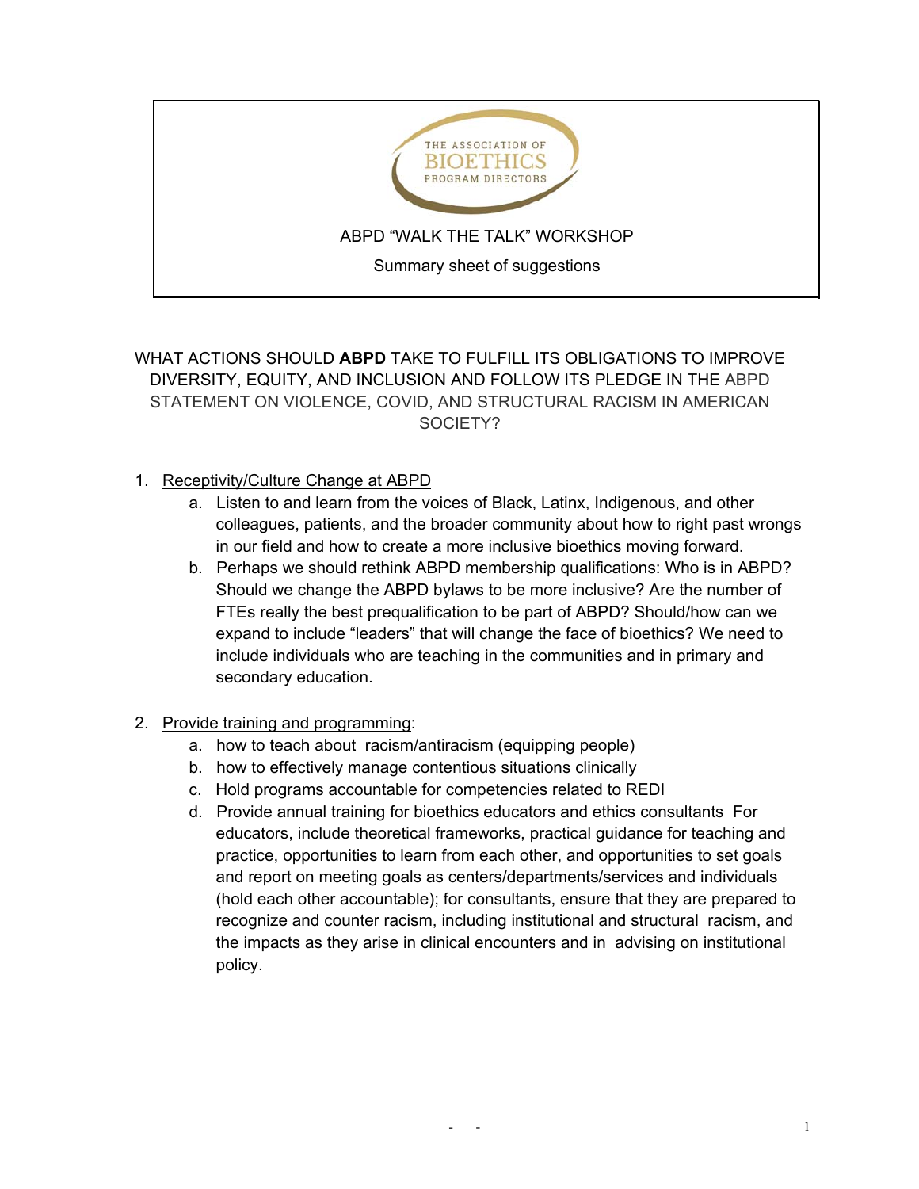THE ASSOCIATION OF BIOETHICS PROGRAM DIRECTORS

ABPD "WALK THE TALK" WORKSHOP

Summary sheet of suggestions

## WHAT ACTIONS SHOULD **ABPD** TAKE TO FULFILL ITS OBLIGATIONS TO IMPROVE DIVERSITY, EQUITY, AND INCLUSION AND FOLLOW ITS PLEDGE IN THE ABPD STATEMENT ON VIOLENCE, COVID, AND STRUCTURAL RACISM IN AMERICAN SOCIETY?

1. Receptivity/Culture Change at ABPD
   a. Listen to and learn from the voices of Black, Latinx, Indigenous, and other colleagues, patients, and the broader community about how to right past wrongs in our field and how to create a more inclusive bioethics moving forward.
   b. Perhaps we should rethink ABPD membership qualifications: Who is in ABPD? Should we change the ABPD bylaws to be more inclusive? Are the number of FTEs really the best prequalification to be part of ABPD? Should/how can we expand to include "leaders" that will change the face of bioethics? We need to include individuals who are teaching in the communities and in primary and secondary education.

2. Provide training and programming:
   a. how to teach about racism/antiracism (equipping people)
   b. how to effectively manage contentious situations clinically
   c. Hold programs accountable for competencies related to REDI
   d. Provide annual training for bioethics educators and ethics consultants For educators, include theoretical frameworks, practical guidance for teaching and practice, opportunities to learn from each other, and opportunities to set goals and report on meeting goals as centers/departments/services and individuals (hold each other accountable); for consultants, ensure that they are prepared to recognize and counter racism, including institutional and structural racism, and the impacts as they arise in clinical encounters and in advising on institutional policy.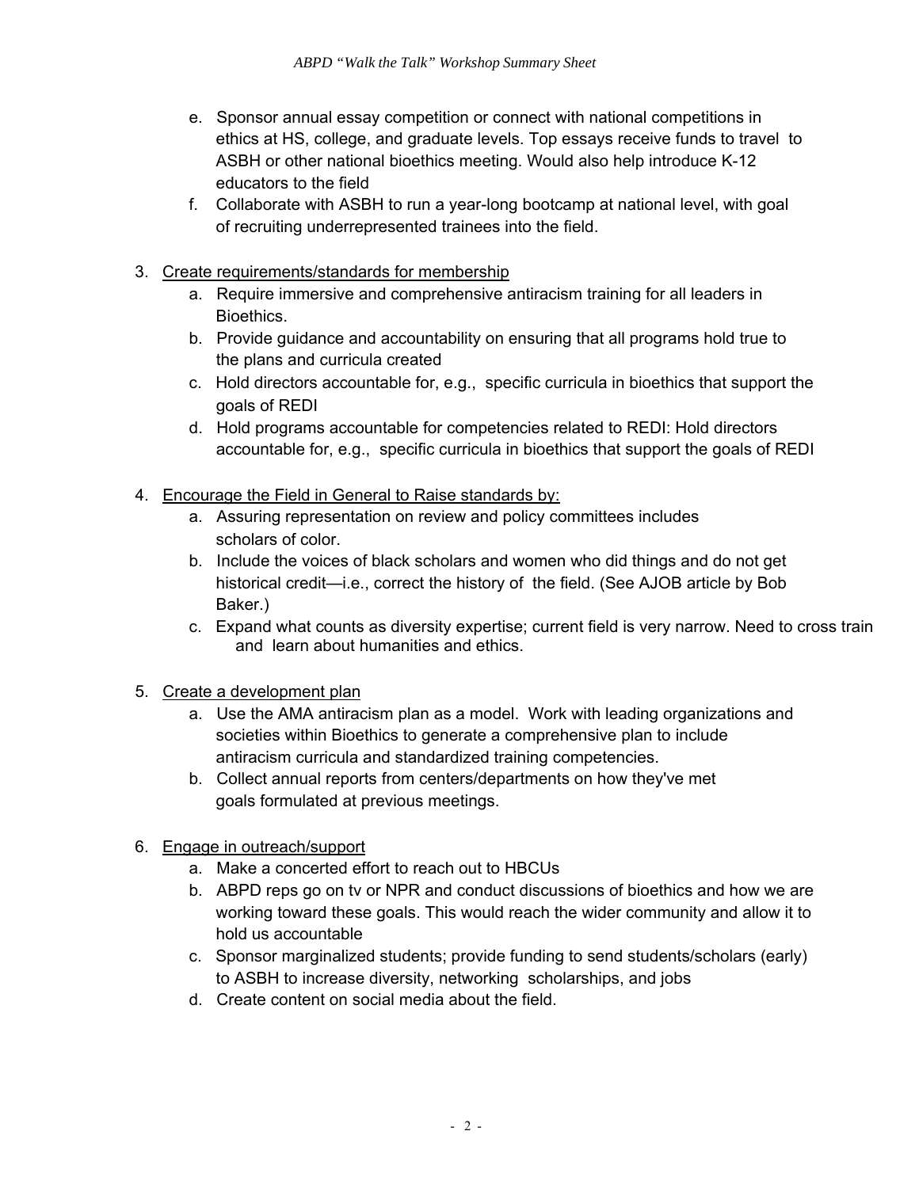e. Sponsor annual essay competition or connect with national competitions in ethics at HS, college, and graduate levels. Top essays receive funds to travel to ASBH or other national bioethics meeting. Would also help introduce K-12 educators to the field
   f. Collaborate with ASBH to run a year-long bootcamp at national level, with goal of recruiting underrepresented trainees into the field.

3. <u>Create requirements/standards for membership</u>
   a. Require immersive and comprehensive antiracism training for all leaders in Bioethics.
   b. Provide guidance and accountability on ensuring that all programs hold true to the plans and curricula created
   c. Hold directors accountable for, e.g., specific curricula in bioethics that support the goals of REDI
   d. Hold programs accountable for competencies related to REDI: Hold directors accountable for, e.g., specific curricula in bioethics that support the goals of REDI

4. <u>Encourage the Field in General to Raise standards by:</u>
   a. Assuring representation on review and policy committees includes scholars of color.
   b. Include the voices of black scholars and women who did things and do not get historical credit—i.e., correct the history of the field. (See AJOB article by Bob Baker.)
   c. Expand what counts as diversity expertise; current field is very narrow. Need to cross train and learn about humanities and ethics.

5. <u>Create a development plan</u>
   a. Use the AMA antiracism plan as a model. Work with leading organizations and societies within Bioethics to generate a comprehensive plan to include antiracism curricula and standardized training competencies.
   b. Collect annual reports from centers/departments on how they've met goals formulated at previous meetings.

6. <u>Engage in outreach/support</u>
   a. Make a concerted effort to reach out to HBCUs
   b. ABPD reps go on tv or NPR and conduct discussions of bioethics and how we are working toward these goals. This would reach the wider community and allow it to hold us accountable
   c. Sponsor marginalized students; provide funding to send students/scholars (early) to ASBH to increase diversity, networking scholarships, and jobs
   d. Create content on social media about the field.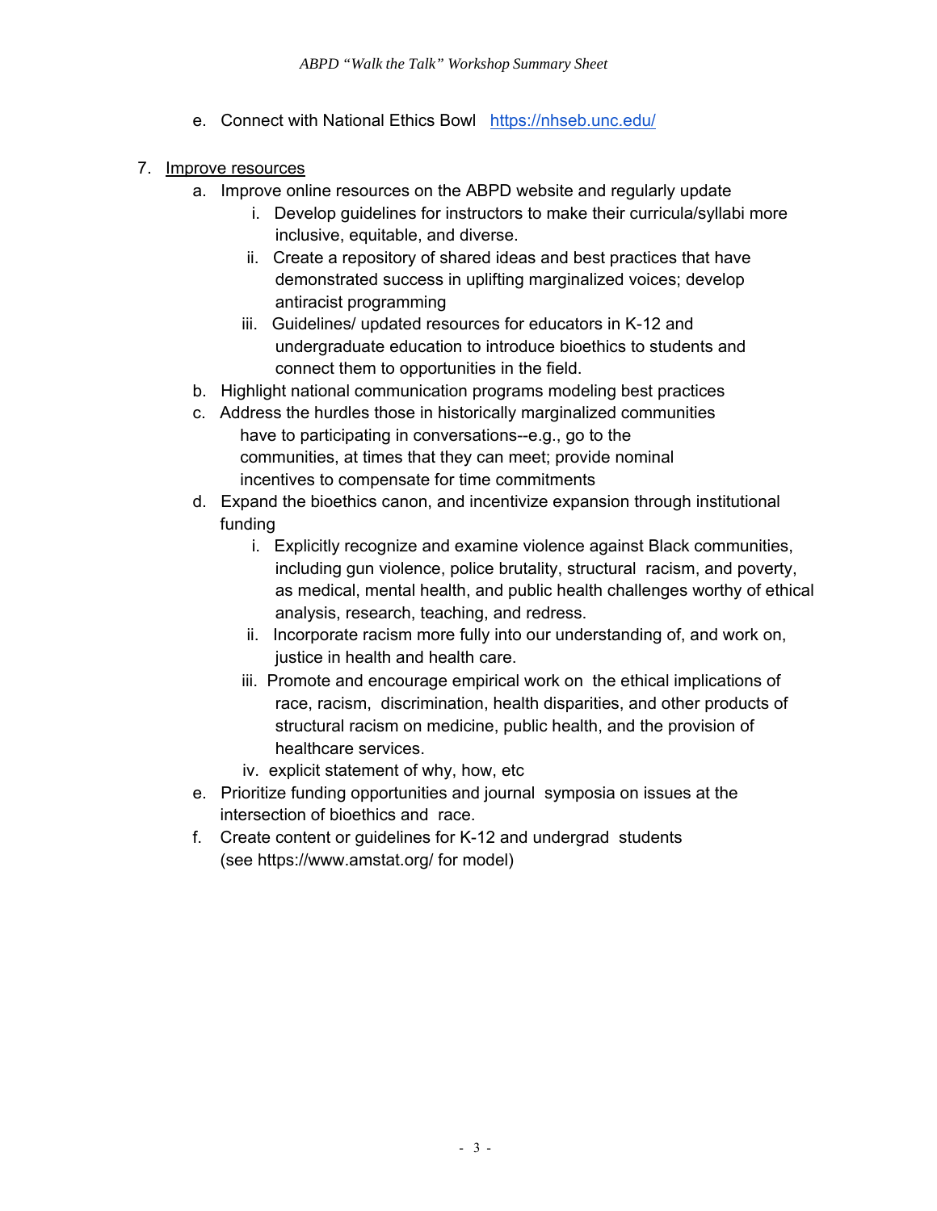e. Connect with National Ethics Bowl https://nhseb.unc.edu/

7. <u>Improve resources</u>
   a. Improve online resources on the ABPD website and regularly update
      i. Develop guidelines for instructors to make their curricula/syllabi more inclusive, equitable, and diverse.
      ii. Create a repository of shared ideas and best practices that have demonstrated success in uplifting marginalized voices; develop antiracist programming
      iii. Guidelines/ updated resources for educators in K-12 and undergraduate education to introduce bioethics to students and connect them to opportunities in the field.
   b. Highlight national communication programs modeling best practices
   c. Address the hurdles those in historically marginalized communities have to participating in conversations--e.g., go to the communities, at times that they can meet; provide nominal incentives to compensate for time commitments
   d. Expand the bioethics canon, and incentivize expansion through institutional funding
      i. Explicitly recognize and examine violence against Black communities, including gun violence, police brutality, structural racism, and poverty, as medical, mental health, and public health challenges worthy of ethical analysis, research, teaching, and redress.
      ii. Incorporate racism more fully into our understanding of, and work on, justice in health and health care.
      iii. Promote and encourage empirical work on the ethical implications of race, racism, discrimination, health disparities, and other products of structural racism on medicine, public health, and the provision of healthcare services.
      iv. explicit statement of why, how, etc
   e. Prioritize funding opportunities and journal symposia on issues at the intersection of bioethics and race.
   f. Create content or guidelines for K-12 and undergrad students (see https://www.amstat.org/ for model)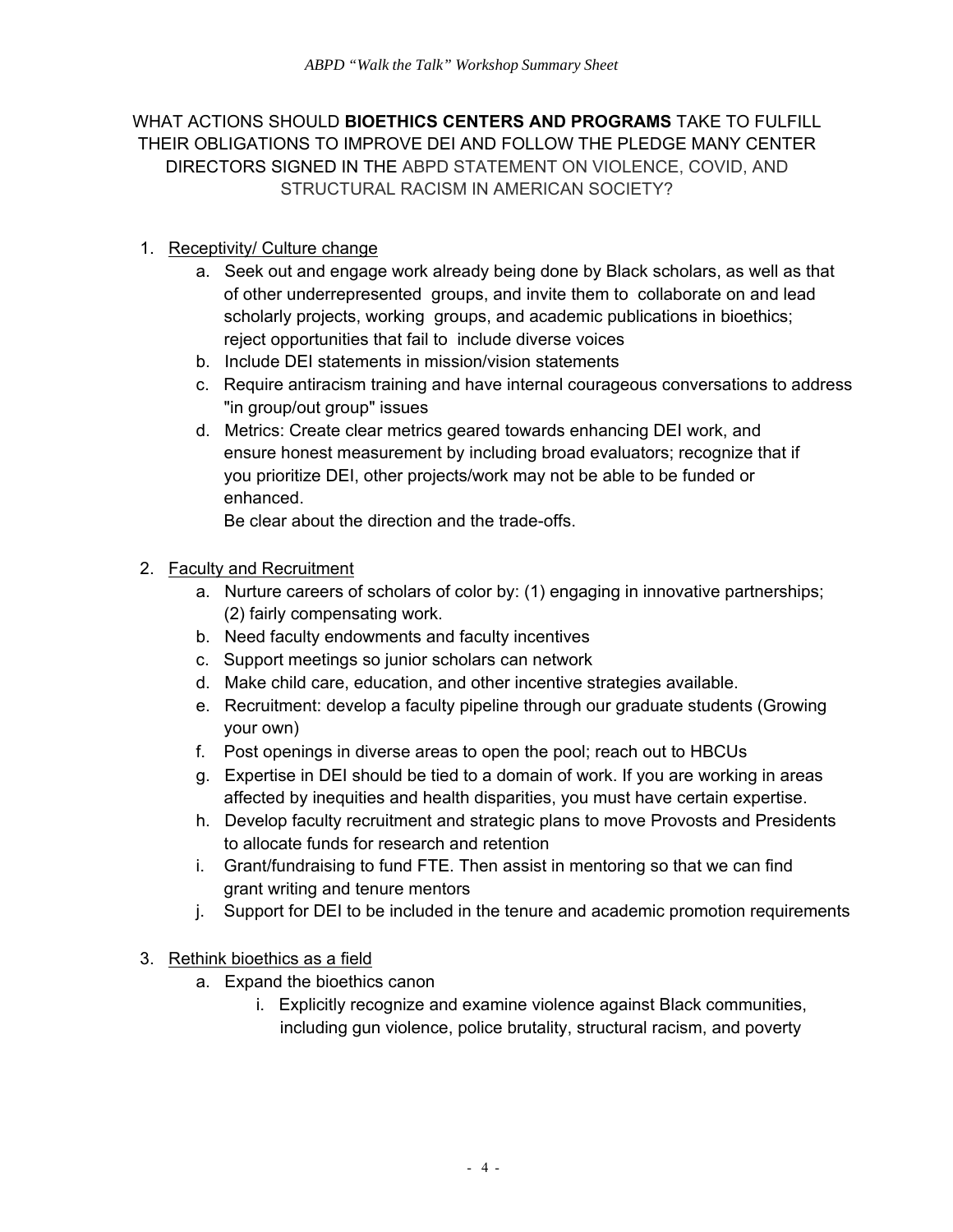WHAT ACTIONS SHOULD **BIOETHICS CENTERS AND PROGRAMS** TAKE TO FULFILL THEIR OBLIGATIONS TO IMPROVE DEI AND FOLLOW THE PLEDGE MANY CENTER DIRECTORS SIGNED IN THE ABPD STATEMENT ON VIOLENCE, COVID, AND STRUCTURAL RACISM IN AMERICAN SOCIETY?

1. Receptivity/ Culture change
   a. Seek out and engage work already being done by Black scholars, as well as that of other underrepresented groups, and invite them to collaborate on and lead scholarly projects, working groups, and academic publications in bioethics; reject opportunities that fail to include diverse voices
   b. Include DEI statements in mission/vision statements
   c. Require antiracism training and have internal courageous conversations to address "in group/out group" issues
   d. Metrics: Create clear metrics geared towards enhancing DEI work, and ensure honest measurement by including broad evaluators; recognize that if you prioritize DEI, other projects/work may not be able to be funded or enhanced.
      Be clear about the direction and the trade-offs.

2. Faculty and Recruitment
   a. Nurture careers of scholars of color by: (1) engaging in innovative partnerships; (2) fairly compensating work.
   b. Need faculty endowments and faculty incentives
   c. Support meetings so junior scholars can network
   d. Make child care, education, and other incentive strategies available.
   e. Recruitment: develop a faculty pipeline through our graduate students (Growing your own)
   f. Post openings in diverse areas to open the pool; reach out to HBCUs
   g. Expertise in DEI should be tied to a domain of work. If you are working in areas affected by inequities and health disparities, you must have certain expertise.
   h. Develop faculty recruitment and strategic plans to move Provosts and Presidents to allocate funds for research and retention
   i. Grant/fundraising to fund FTE. Then assist in mentoring so that we can find grant writing and tenure mentors
   j. Support for DEI to be included in the tenure and academic promotion requirements

3. Rethink bioethics as a field
   a. Expand the bioethics canon
      i. Explicitly recognize and examine violence against Black communities, including gun violence, police brutality, structural racism, and poverty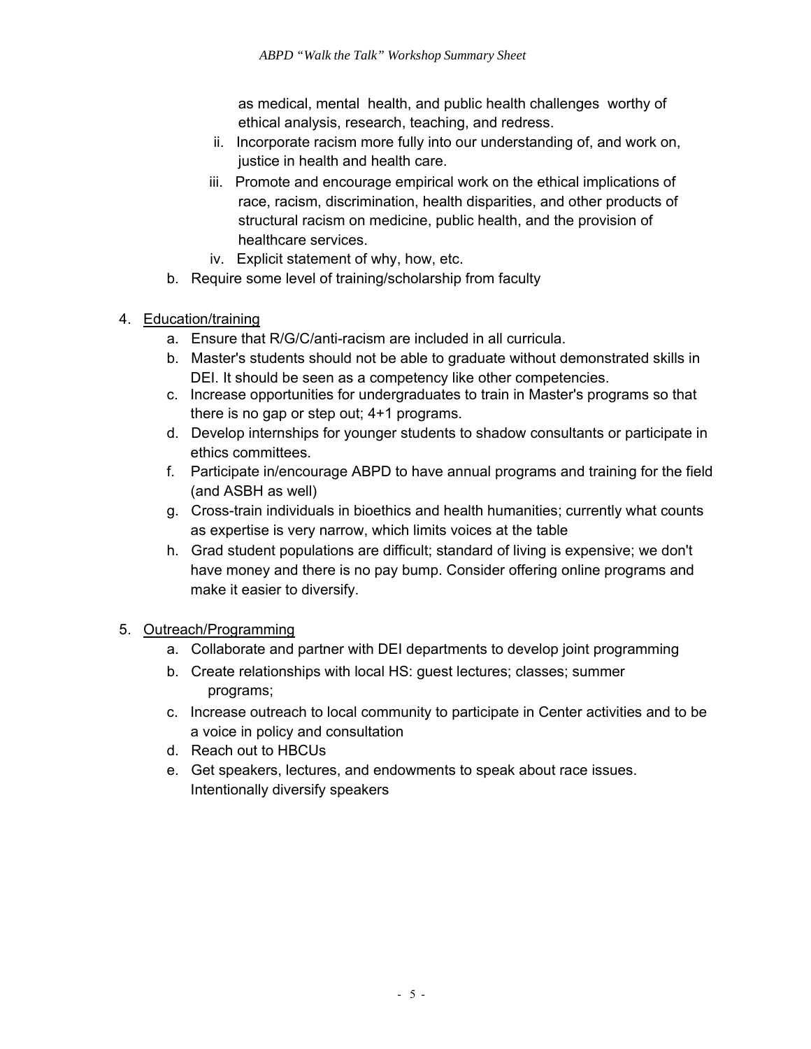as medical, mental health, and public health challenges worthy of ethical analysis, research, teaching, and redress.

   ii. Incorporate racism more fully into our understanding of, and work on, justice in health and health care.
   iii. Promote and encourage empirical work on the ethical implications of race, racism, discrimination, health disparities, and other products of structural racism on medicine, public health, and the provision of healthcare services.
   iv. Explicit statement of why, how, etc.

b. Require some level of training/scholarship from faculty

4. <u>Education/training</u>
   a. Ensure that R/G/C/anti-racism are included in all curricula.
   b. Master's students should not be able to graduate without demonstrated skills in DEI. It should be seen as a competency like other competencies.
   c. Increase opportunities for undergraduates to train in Master's programs so that there is no gap or step out; 4+1 programs.
   d. Develop internships for younger students to shadow consultants or participate in ethics committees.
   f. Participate in/encourage ABPD to have annual programs and training for the field (and ASBH as well)
   g. Cross-train individuals in bioethics and health humanities; currently what counts as expertise is very narrow, which limits voices at the table
   h. Grad student populations are difficult; standard of living is expensive; we don't have money and there is no pay bump. Consider offering online programs and make it easier to diversify.

5. <u>Outreach/Programming</u>
   a. Collaborate and partner with DEI departments to develop joint programming
   b. Create relationships with local HS: guest lectures; classes; summer programs;
   c. Increase outreach to local community to participate in Center activities and to be a voice in policy and consultation
   d. Reach out to HBCUs
   e. Get speakers, lectures, and endowments to speak about race issues. Intentionally diversify speakers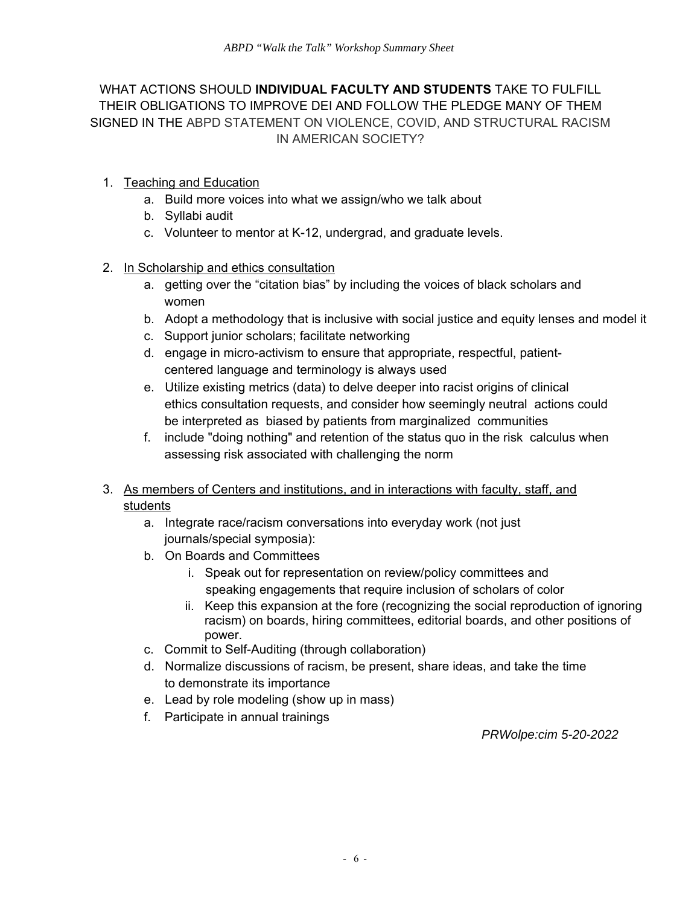*ABPD "Walk the Talk" Workshop Summary Sheet*

WHAT ACTIONS SHOULD **INDIVIDUAL FACULTY AND STUDENTS** TAKE TO FULFILL THEIR OBLIGATIONS TO IMPROVE DEI AND FOLLOW THE PLEDGE MANY OF THEM SIGNED IN THE ABPD STATEMENT ON VIOLENCE, COVID, AND STRUCTURAL RACISM IN AMERICAN SOCIETY?

1. Teaching and Education
   a. Build more voices into what we assign/who we talk about
   b. Syllabi audit
   c. Volunteer to mentor at K-12, undergrad, and graduate levels.

2. In Scholarship and ethics consultation
   a. getting over the "citation bias" by including the voices of black scholars and women
   b. Adopt a methodology that is inclusive with social justice and equity lenses and model it
   c. Support junior scholars; facilitate networking
   d. engage in micro-activism to ensure that appropriate, respectful, patient-centered language and terminology is always used
   e. Utilize existing metrics (data) to delve deeper into racist origins of clinical ethics consultation requests, and consider how seemingly neutral actions could be interpreted as biased by patients from marginalized communities
   f. include "doing nothing" and retention of the status quo in the risk calculus when assessing risk associated with challenging the norm

3. As members of Centers and institutions, and in interactions with faculty, staff, and students
   a. Integrate race/racism conversations into everyday work (not just journals/special symposia):
   b. On Boards and Committees
      i. Speak out for representation on review/policy committees and speaking engagements that require inclusion of scholars of color
      ii. Keep this expansion at the fore (recognizing the social reproduction of ignoring racism) on boards, hiring committees, editorial boards, and other positions of power.
   c. Commit to Self-Auditing (through collaboration)
   d. Normalize discussions of racism, be present, share ideas, and take the time to demonstrate its importance
   e. Lead by role modeling (show up in mass)
   f. Participate in annual trainings

*PRWolpe:cim 5-20-2022*